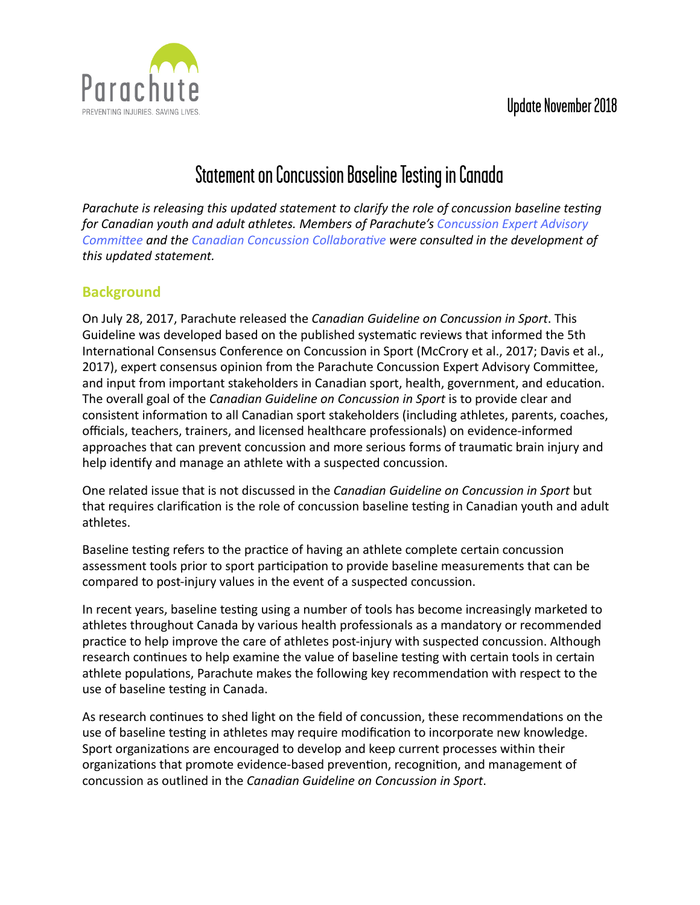Update November 2018

# Statement on Concussion Baseline Testing in Canada

*Parachute is releasing this updated statement to clarify the role of concussion baseline testing for Canadian youth and adult athletes. Members of Parachute's Concussion Expert Advisory Committee and the Canadian Concussion Collaborative were consulted in the development of this updated statement.*

## Background

On July 28, 2017, Parachute released the *Canadian Guideline on Concussion in Sport*. This Guideline was developed based on the published systematic reviews that informed the 5th International Consensus Conference on Concussion in Sport (McCrory et al., 2017; Davis et al., 2017), expert consensus opinion from the Parachute Concussion Expert Advisory Committee, and input from important stakeholders in Canadian sport, health, government, and education. The overall goal of the *Canadian Guideline on Concussion in Sport* is to provide clear and consistent information to all Canadian sport stakeholders (including athletes, parents, coaches, officials, teachers, trainers, and licensed healthcare professionals) on evidence-informed approaches that can prevent concussion and more serious forms of traumatic brain injury and help identify and manage an athlete with a suspected concussion.

One related issue that is not discussed in the *Canadian Guideline on Concussion in Sport* but that requires clarification is the role of concussion baseline testing in Canadian youth and adult athletes.

Baseline testing refers to the practice of having an athlete complete certain concussion assessment tools prior to sport participation to provide baseline measurements that can be compared to post-injury values in the event of a suspected concussion.

In recent years, baseline testing using a number of tools has become increasingly marketed to athletes throughout Canada by various health professionals as a mandatory or recommended practice to help improve the care of athletes post-injury with suspected concussion. Although research continues to help examine the value of baseline testing with certain tools in certain athlete populations, Parachute makes the following key recommendation with respect to the use of baseline testing in Canada.

As research continues to shed light on the field of concussion, these recommendations on the use of baseline testing in athletes may require modification to incorporate new knowledge. Sport organizations are encouraged to develop and keep current processes within their organizations that promote evidence-based prevention, recognition, and management of concussion as outlined in the *Canadian Guideline on Concussion in Sport*.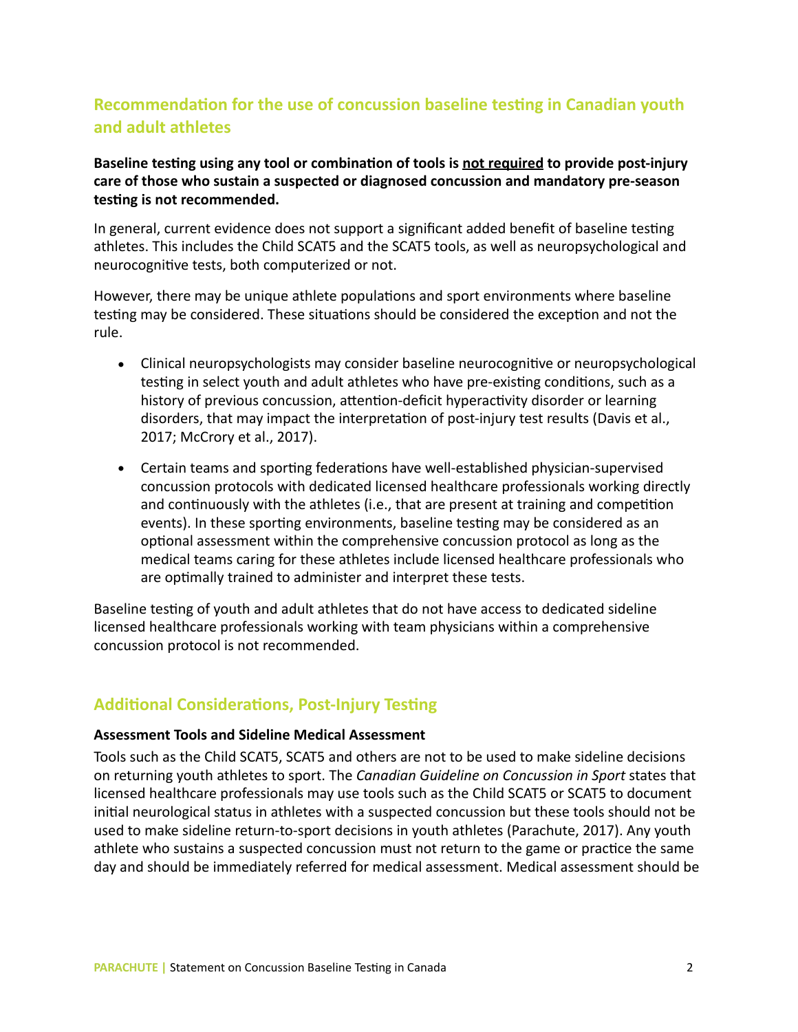## Recommendation for the use of concussion baseline testing in Canadian youth and adult athletes

**Baseline testing using any tool or combination of tools is <u>not required</u> to provide post-injury care of those who sustain a suspected or diagnosed concussion and mandatory pre-season testing is not recommended.**

In general, current evidence does not support a significant added benefit of baseline testing athletes. This includes the Child SCAT5 and the SCAT5 tools, as well as neuropsychological and neurocognitive tests, both computerized or not.

However, there may be unique athlete populations and sport environments where baseline testing may be considered. These situations should be considered the exception and not the rule.

- Clinical neuropsychologists may consider baseline neurocognitive or neuropsychological testing in select youth and adult athletes who have pre-existing conditions, such as a history of previous concussion, attention-deficit hyperactivity disorder or learning disorders, that may impact the interpretation of post-injury test results (Davis et al., 2017; McCrory et al., 2017).
- Certain teams and sporting federations have well-established physician-supervised concussion protocols with dedicated licensed healthcare professionals working directly and continuously with the athletes (i.e., that are present at training and competition events). In these sporting environments, baseline testing may be considered as an optional assessment within the comprehensive concussion protocol as long as the medical teams caring for these athletes include licensed healthcare professionals who are optimally trained to administer and interpret these tests.

Baseline testing of youth and adult athletes that do not have access to dedicated sideline licensed healthcare professionals working with team physicians within a comprehensive concussion protocol is not recommended.

## Additional Considerations, Post-Injury Testing

**Assessment Tools and Sideline Medical Assessment**

Tools such as the Child SCAT5, SCAT5 and others are not to be used to make sideline decisions on returning youth athletes to sport. The *Canadian Guideline on Concussion in Sport* states that licensed healthcare professionals may use tools such as the Child SCAT5 or SCAT5 to document initial neurological status in athletes with a suspected concussion but these tools should not be used to make sideline return-to-sport decisions in youth athletes (Parachute, 2017). Any youth athlete who sustains a suspected concussion must not return to the game or practice the same day and should be immediately referred for medical assessment. Medical assessment should be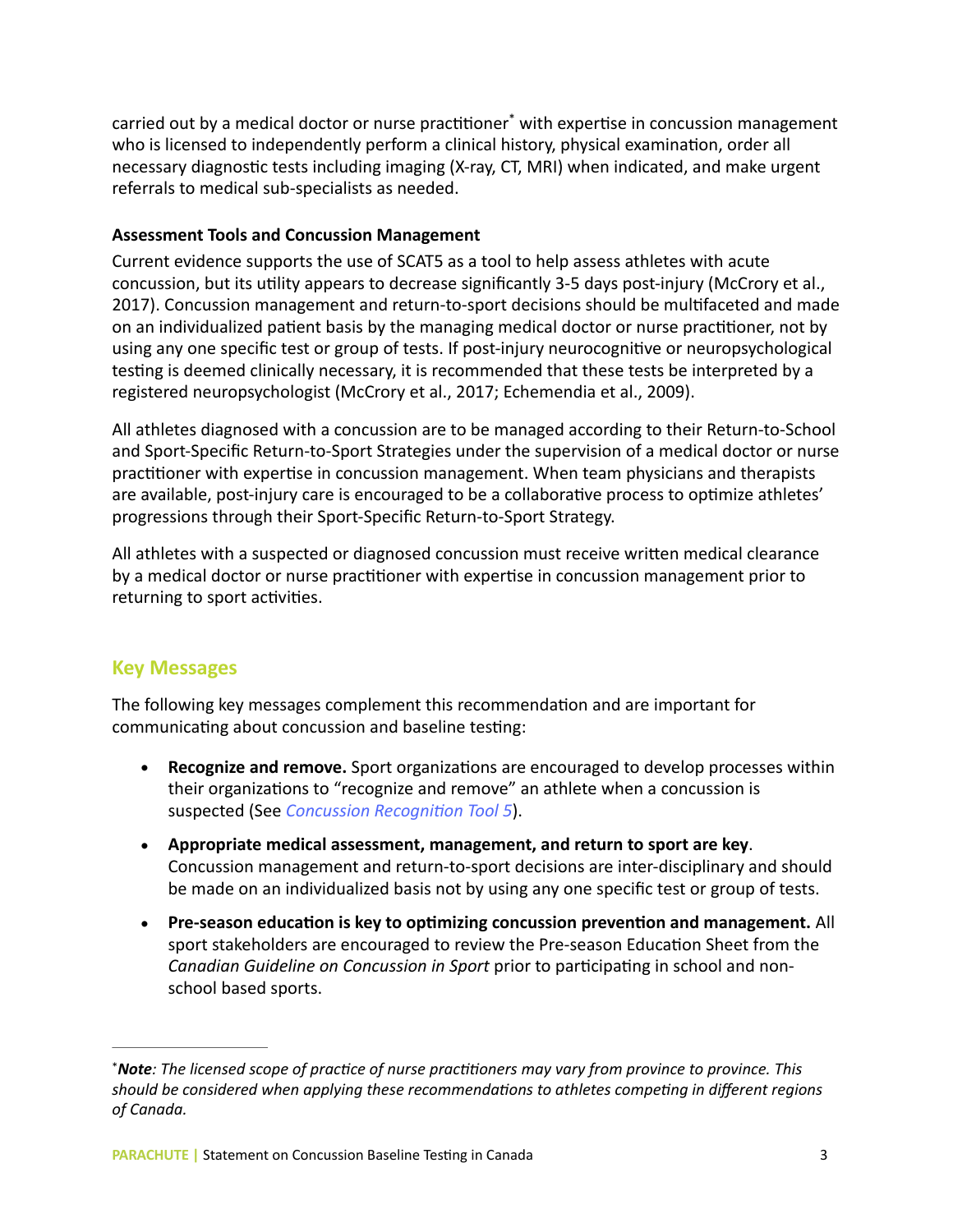carried out by a medical doctor or nurse practitioner* with expertise in concussion management who is licensed to independently perform a clinical history, physical examination, order all necessary diagnostic tests including imaging (X-ray, CT, MRI) when indicated, and make urgent referrals to medical sub-specialists as needed.

**Assessment Tools and Concussion Management**

Current evidence supports the use of SCAT5 as a tool to help assess athletes with acute concussion, but its utility appears to decrease significantly 3-5 days post-injury (McCrory et al., 2017). Concussion management and return-to-sport decisions should be multifaceted and made on an individualized patient basis by the managing medical doctor or nurse practitioner, not by using any one specific test or group of tests. If post-injury neurocognitive or neuropsychological testing is deemed clinically necessary, it is recommended that these tests be interpreted by a registered neuropsychologist (McCrory et al., 2017; Echemendia et al., 2009).

All athletes diagnosed with a concussion are to be managed according to their Return-to-School and Sport-Specific Return-to-Sport Strategies under the supervision of a medical doctor or nurse practitioner with expertise in concussion management. When team physicians and therapists are available, post-injury care is encouraged to be a collaborative process to optimize athletes' progressions through their Sport-Specific Return-to-Sport Strategy.

All athletes with a suspected or diagnosed concussion must receive written medical clearance by a medical doctor or nurse practitioner with expertise in concussion management prior to returning to sport activities.

## Key Messages

The following key messages complement this recommendation and are important for communicating about concussion and baseline testing:

- **Recognize and remove.** Sport organizations are encouraged to develop processes within their organizations to "recognize and remove" an athlete when a concussion is suspected (See *Concussion Recognition Tool 5*).
- **Appropriate medical assessment, management, and return to sport are key**. Concussion management and return-to-sport decisions are inter-disciplinary and should be made on an individualized basis not by using any one specific test or group of tests.
- **Pre-season education is key to optimizing concussion prevention and management.** All sport stakeholders are encouraged to review the Pre-season Education Sheet from the *Canadian Guideline on Concussion in Sport* prior to participating in school and non-school based sports.

---

**Note*: The licensed scope of practice of nurse practitioners may vary from province to province. This should be considered when applying these recommendations to athletes competing in different regions of Canada.*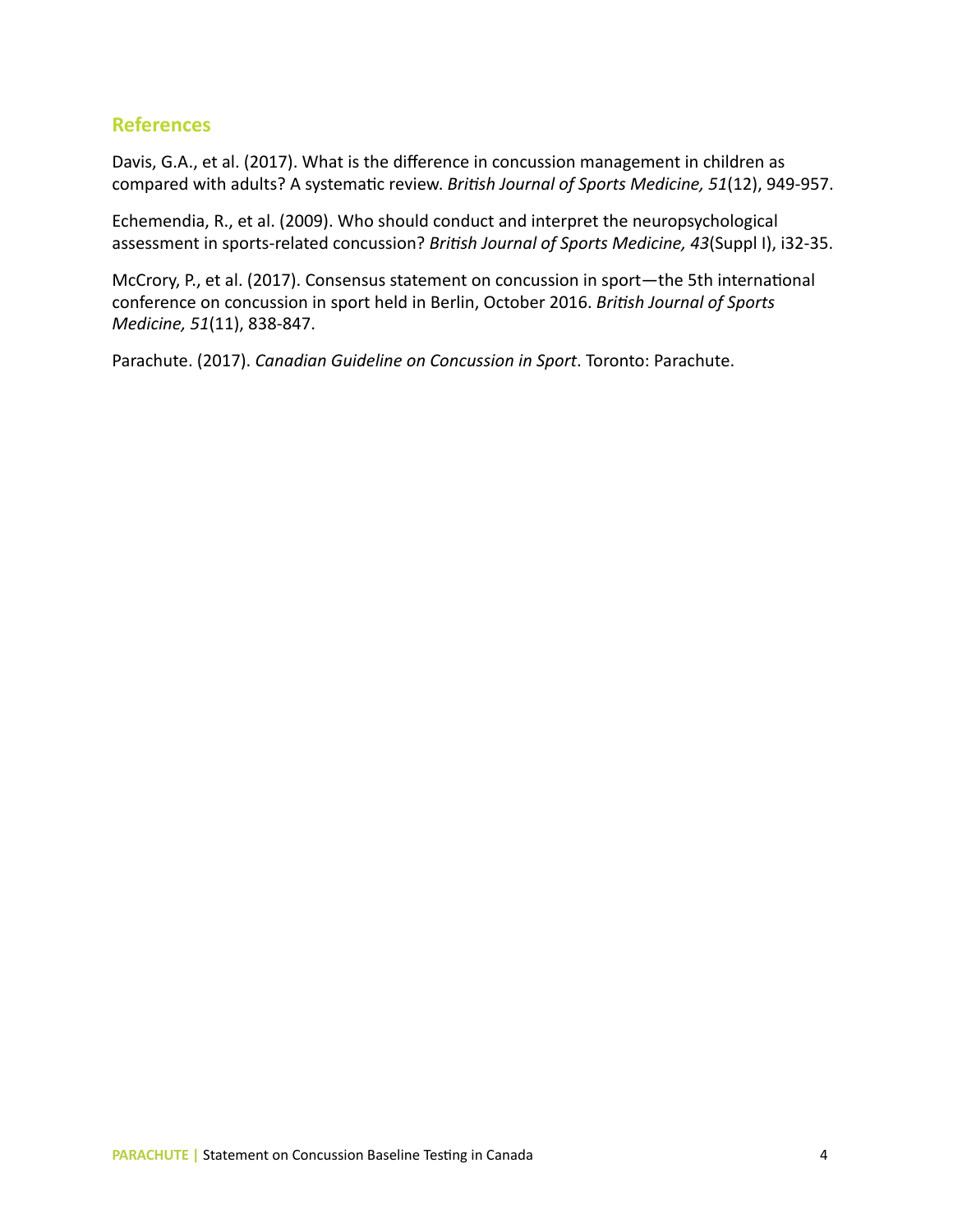## References

Davis, G.A., et al. (2017). What is the difference in concussion management in children as compared with adults? A systematic review. *British Journal of Sports Medicine, 51*(12), 949-957.

Echemendia, R., et al. (2009). Who should conduct and interpret the neuropsychological assessment in sports-related concussion? *British Journal of Sports Medicine, 43*(Suppl I), i32-35.

McCrory, P., et al. (2017). Consensus statement on concussion in sport—the 5th international conference on concussion in sport held in Berlin, October 2016. *British Journal of Sports Medicine, 51*(11), 838-847.

Parachute. (2017). *Canadian Guideline on Concussion in Sport*. Toronto: Parachute.